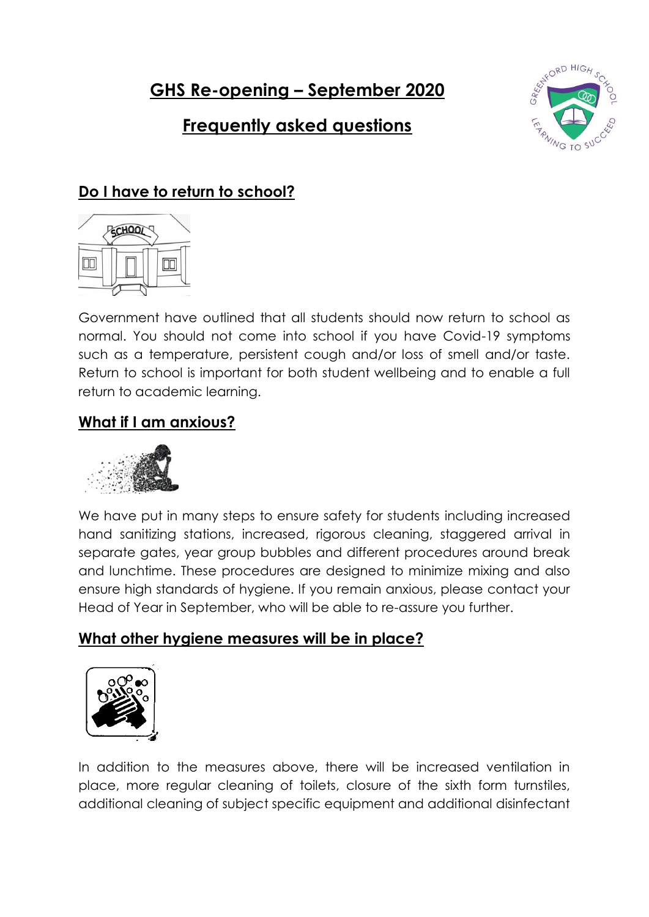# GHS Re-opening – September 2020

## Frequently asked questions

### Do I have to return to school?

Government have outlined that all students should now return to school as normal. You should not come into school if you have Covid-19 symptoms such as a temperature, persistent cough and/or loss of smell and/or taste. Return to school is important for both student wellbeing and to enable a full return to academic learning.

### What if I am anxious?

We have put in many steps to ensure safety for students including increased hand sanitizing stations, increased, rigorous cleaning, staggered arrival in separate gates, year group bubbles and different procedures around break and lunchtime. These procedures are designed to minimize mixing and also ensure high standards of hygiene. If you remain anxious, please contact your Head of Year in September, who will be able to re-assure you further.

### What other hygiene measures will be in place?

In addition to the measures above, there will be increased ventilation in place, more regular cleaning of toilets, closure of the sixth form turnstiles, additional cleaning of subject specific equipment and additional disinfectant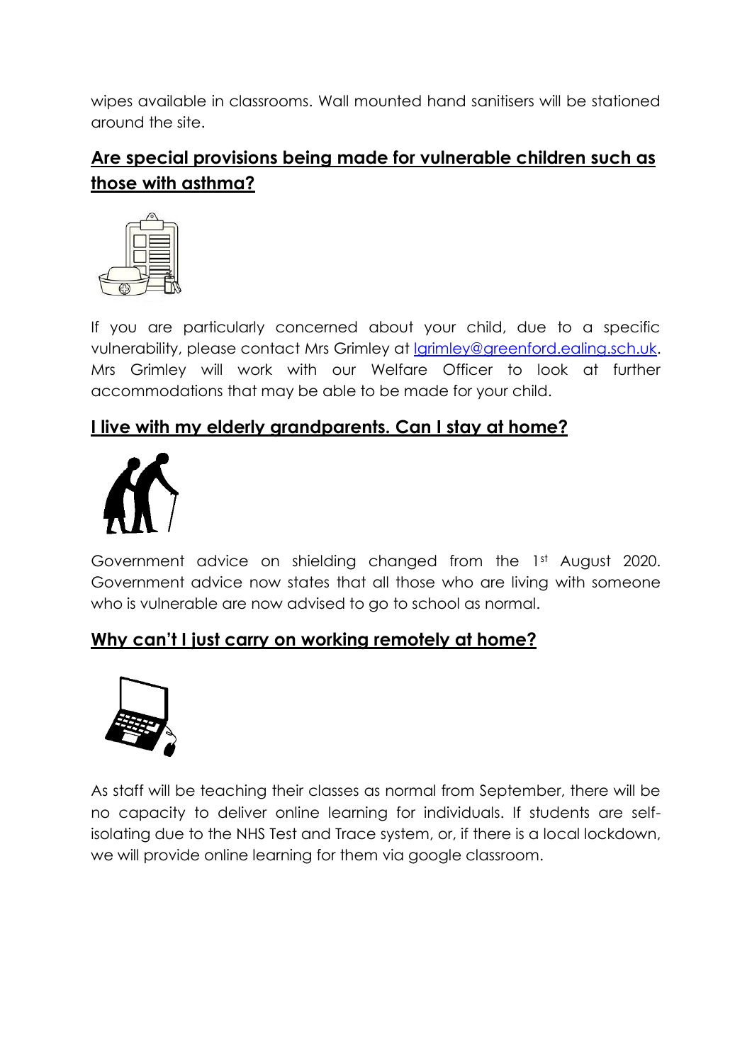wipes available in classrooms. Wall mounted hand sanitisers will be stationed around the site.

## Are special provisions being made for vulnerable children such as those with asthma?

If you are particularly concerned about your child, due to a specific vulnerability, please contact Mrs Grimley at lgrimley@greenford.ealing.sch.uk. Mrs Grimley will work with our Welfare Officer to look at further accommodations that may be able to be made for your child.

## I live with my elderly grandparents. Can I stay at home?

Government advice on shielding changed from the 1st August 2020. Government advice now states that all those who are living with someone who is vulnerable are now advised to go to school as normal.

## Why can't I just carry on working remotely at home?

As staff will be teaching their classes as normal from September, there will be no capacity to deliver online learning for individuals. If students are self-isolating due to the NHS Test and Trace system, or, if there is a local lockdown, we will provide online learning for them via google classroom.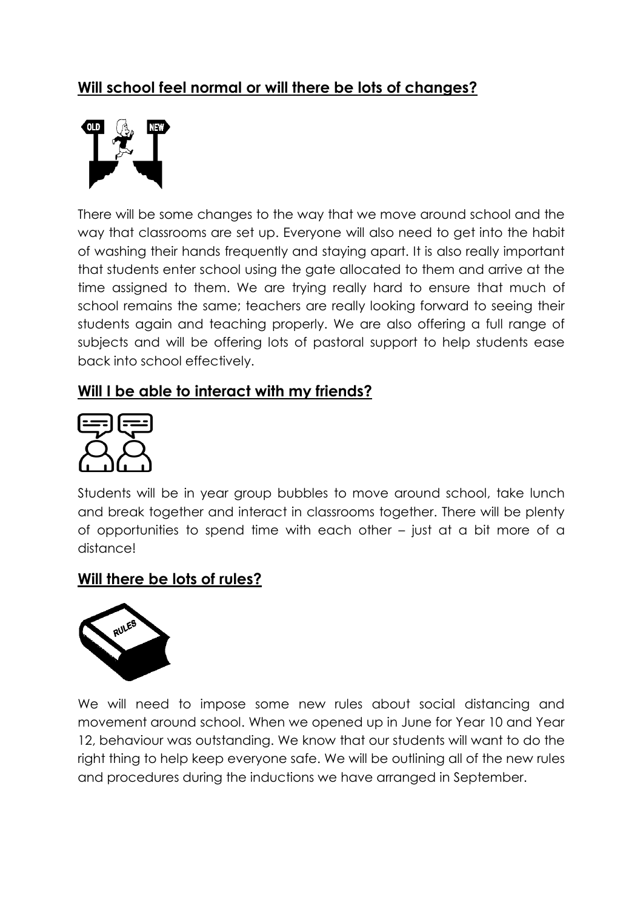## **Will school feel normal or will there be lots of changes?**

There will be some changes to the way that we move around school and the way that classrooms are set up. Everyone will also need to get into the habit of washing their hands frequently and staying apart. It is also really important that students enter school using the gate allocated to them and arrive at the time assigned to them. We are trying really hard to ensure that much of school remains the same; teachers are really looking forward to seeing their students again and teaching properly. We are also offering a full range of subjects and will be offering lots of pastoral support to help students ease back into school effectively.

## **Will I be able to interact with my friends?**

Students will be in year group bubbles to move around school, take lunch and break together and interact in classrooms together. There will be plenty of opportunities to spend time with each other – just at a bit more of a distance!

## **Will there be lots of rules?**

We will need to impose some new rules about social distancing and movement around school. When we opened up in June for Year 10 and Year 12, behaviour was outstanding. We know that our students will want to do the right thing to help keep everyone safe. We will be outlining all of the new rules and procedures during the inductions we have arranged in September.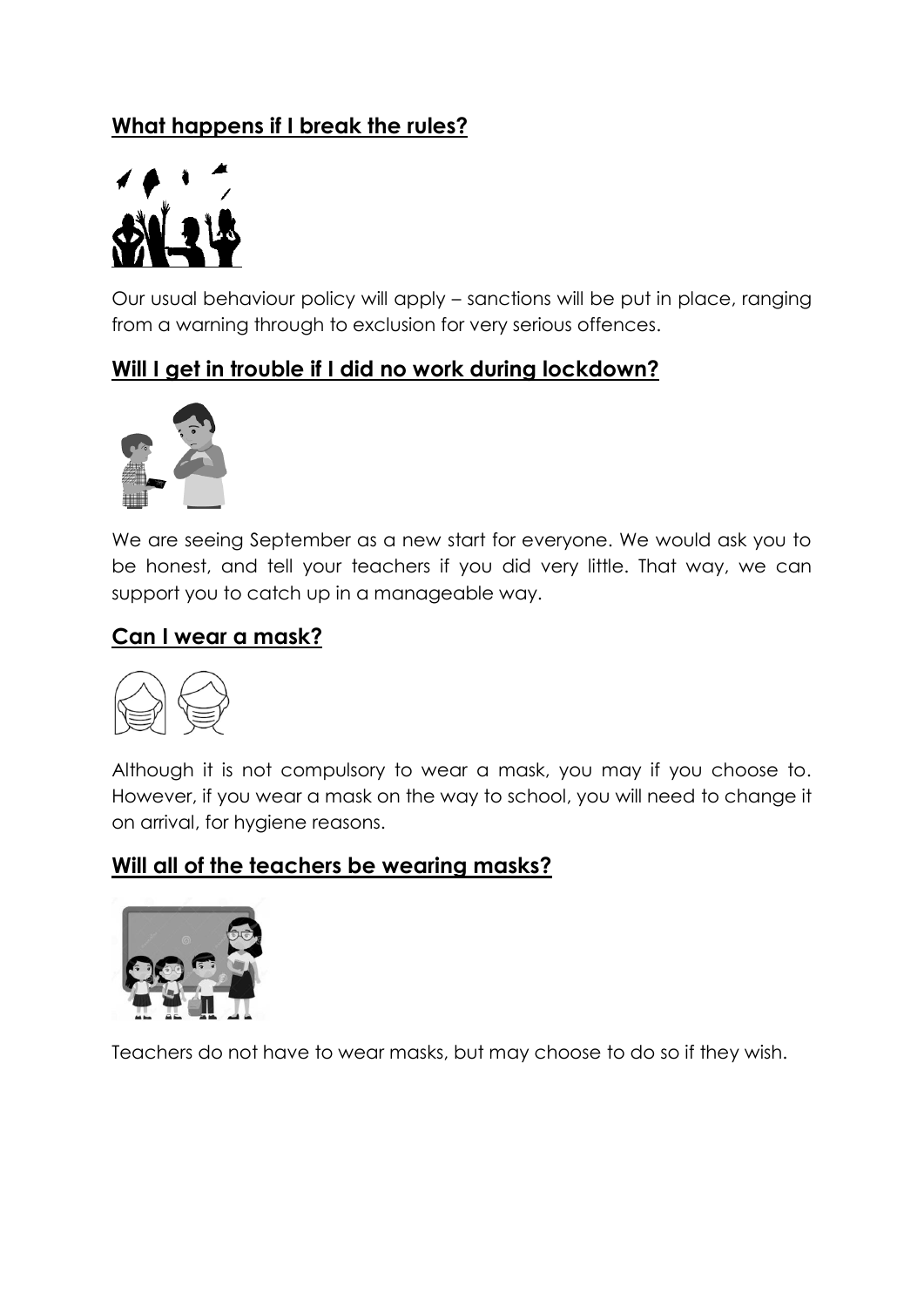## What happens if I break the rules?

Our usual behaviour policy will apply – sanctions will be put in place, ranging from a warning through to exclusion for very serious offences.

## Will I get in trouble if I did no work during lockdown?

We are seeing September as a new start for everyone. We would ask you to be honest, and tell your teachers if you did very little. That way, we can support you to catch up in a manageable way.

## Can I wear a mask?

Although it is not compulsory to wear a mask, you may if you choose to. However, if you wear a mask on the way to school, you will need to change it on arrival, for hygiene reasons.

## Will all of the teachers be wearing masks?

Teachers do not have to wear masks, but may choose to do so if they wish.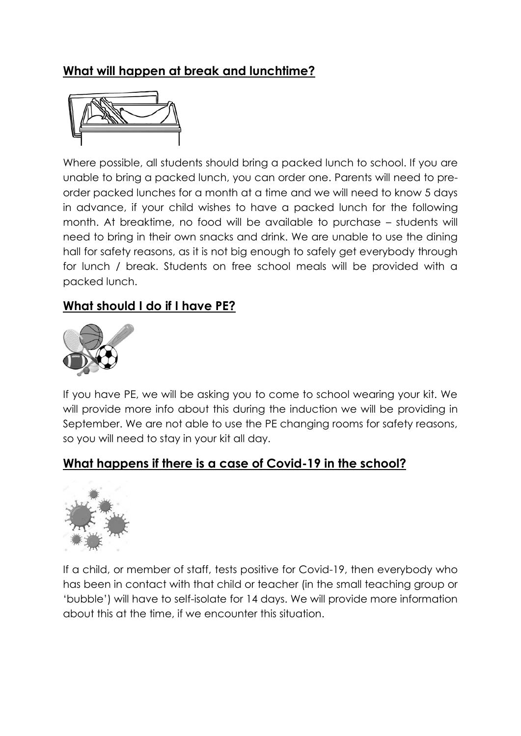## What will happen at break and lunchtime?

Where possible, all students should bring a packed lunch to school. If you are unable to bring a packed lunch, you can order one. Parents will need to pre-order packed lunches for a month at a time and we will need to know 5 days in advance, if your child wishes to have a packed lunch for the following month. At breaktime, no food will be available to purchase – students will need to bring in their own snacks and drink. We are unable to use the dining hall for safety reasons, as it is not big enough to safely get everybody through for lunch / break. Students on free school meals will be provided with a packed lunch.

## What should I do if I have PE?

If you have PE, we will be asking you to come to school wearing your kit. We will provide more info about this during the induction we will be providing in September. We are not able to use the PE changing rooms for safety reasons, so you will need to stay in your kit all day.

## What happens if there is a case of Covid-19 in the school?

If a child, or member of staff, tests positive for Covid-19, then everybody who has been in contact with that child or teacher (in the small teaching group or 'bubble') will have to self-isolate for 14 days. We will provide more information about this at the time, if we encounter this situation.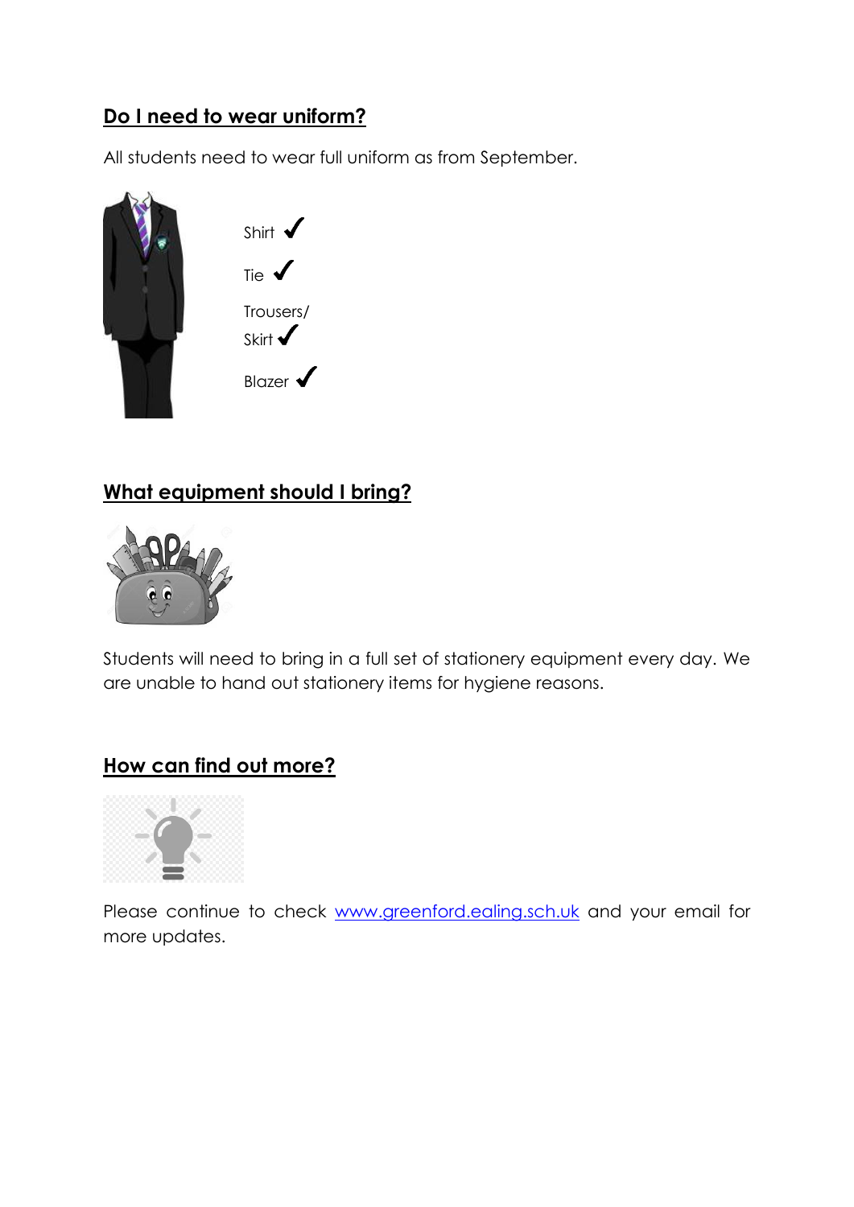## Do I need to wear uniform?

All students need to wear full uniform as from September.

Shirt ✓

Tie ✓

Trousers/
Skirt ✓

Blazer ✓

## What equipment should I bring?

Students will need to bring in a full set of stationery equipment every day. We are unable to hand out stationery items for hygiene reasons.

## How can find out more?

Please continue to check www.greenford.ealing.sch.uk and your email for more updates.